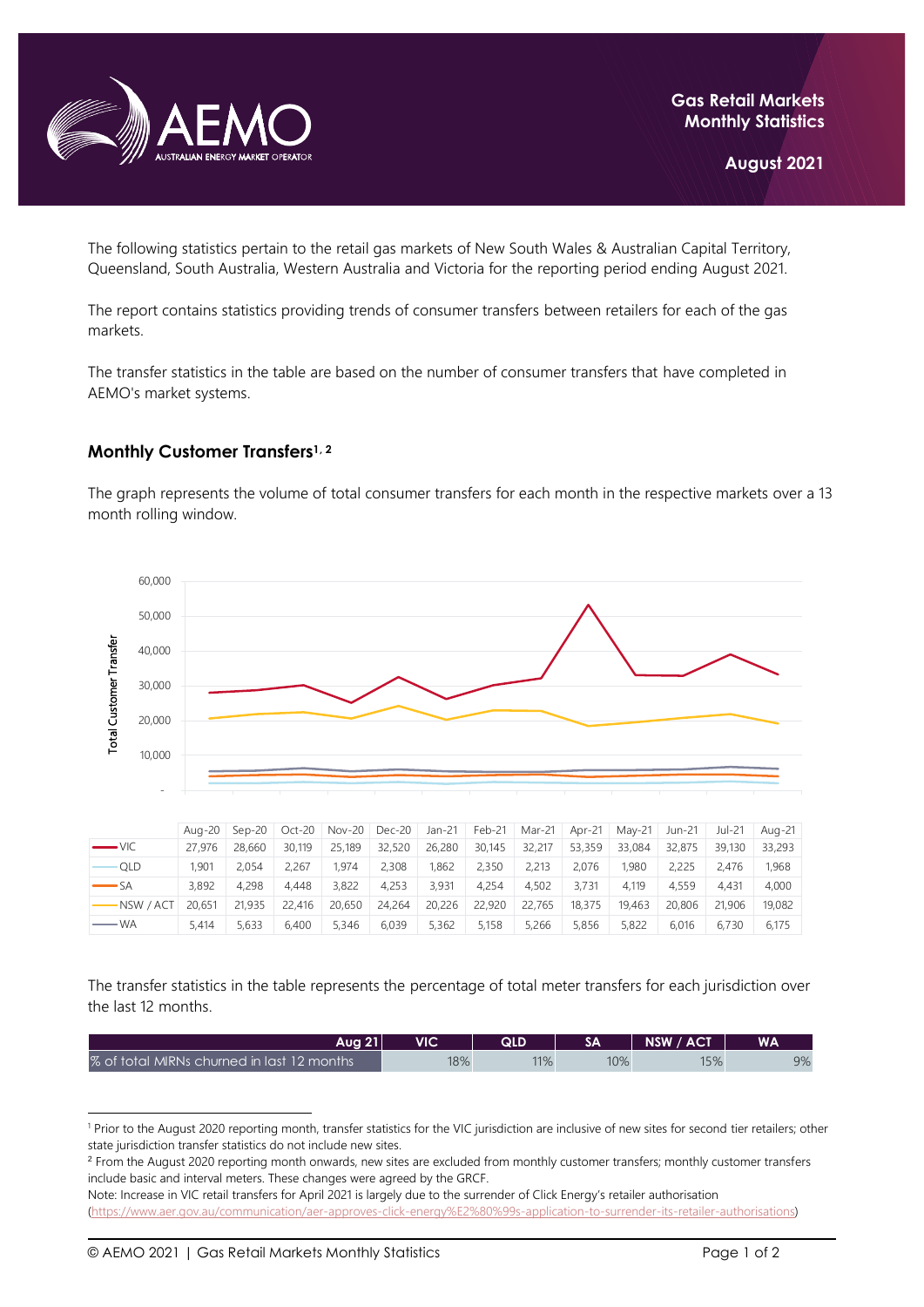# Gas Retail Markets Monthly Statistics

**August 2021**

The following statistics pertain to the retail gas markets of New South Wales & Australian Capital Territory, Queensland, South Australia, Western Australia and Victoria for the reporting period ending August 2021.

The report contains statistics providing trends of consumer transfers between retailers for each of the gas markets.

The transfer statistics in the table are based on the number of consumer transfers that have completed in AEMO's market systems.

## Monthly Customer Transfers[1, 2]

The graph represents the volume of total consumer transfers for each month in the respective markets over a 13 month rolling window.

| | Aug-20 | Sep-20 | Oct-20 | Nov-20 | Dec-20 | Jan-21 | Feb-21 | Mar-21 | Apr-21 | May-21 | Jun-21 | Jul-21 | Aug-21 |
|---|---|---|---|---|---|---|---|---|---|---|---|---|---|
| VIC | 27,976 | 28,660 | 30,119 | 25,189 | 32,520 | 26,280 | 30,145 | 32,217 | 53,359 | 33,084 | 32,875 | 39,130 | 33,293 |
| QLD | 1,901 | 2,054 | 2,267 | 1,974 | 2,308 | 1,862 | 2,350 | 2,213 | 2,076 | 1,980 | 2,225 | 2,476 | 1,968 |
| SA | 3,892 | 4,298 | 4,448 | 3,822 | 4,253 | 3,931 | 4,254 | 4,502 | 3,731 | 4,119 | 4,559 | 4,431 | 4,000 |
| NSW / ACT | 20,651 | 21,935 | 22,416 | 20,650 | 24,264 | 20,226 | 22,920 | 22,765 | 18,375 | 19,463 | 20,806 | 21,906 | 19,082 |
| WA | 5,414 | 5,633 | 6,400 | 5,346 | 6,039 | 5,362 | 5,158 | 5,266 | 5,856 | 5,822 | 6,016 | 6,730 | 6,175 |

The transfer statistics in the table represents the percentage of total meter transfers for each jurisdiction over the last 12 months.

| Aug 21 | VIC | QLD | SA | NSW / ACT | WA |
|---|---|---|---|---|---|
| % of total MIRNs churned in last 12 months | 18% | 11% | 10% | 15% | 9% |

[1] Prior to the August 2020 reporting month, transfer statistics for the VIC jurisdiction are inclusive of new sites for second tier retailers; other state jurisdiction transfer statistics do not include new sites.

[2] From the August 2020 reporting month onwards, new sites are excluded from monthly customer transfers; monthly customer transfers include basic and interval meters. These changes were agreed by the GRCF.

Note: Increase in VIC retail transfers for April 2021 is largely due to the surrender of Click Energy's retailer authorisation (https://www.aer.gov.au/communication/aer-approves-click-energy%E2%80%99s-application-to-surrender-its-retailer-authorisations)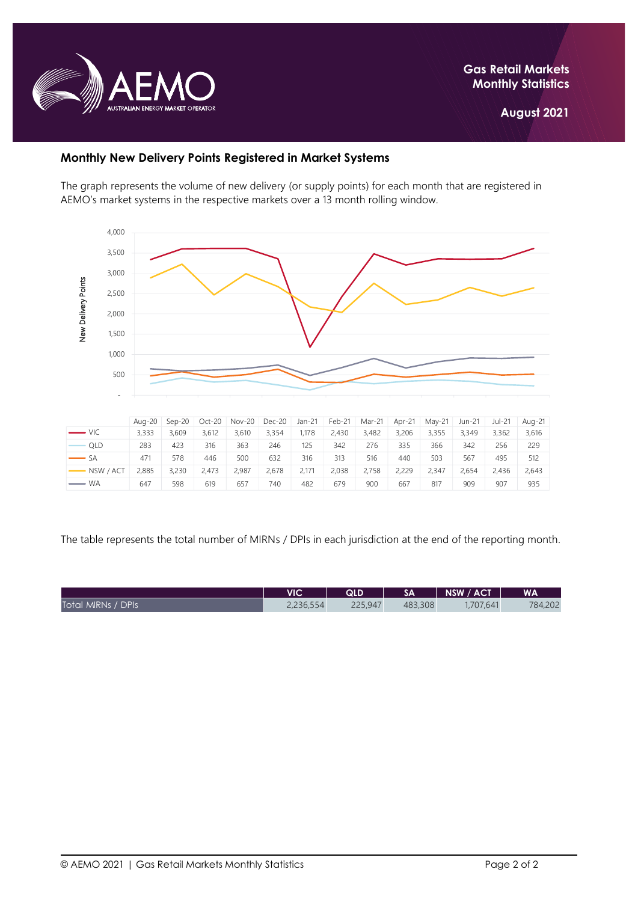## Monthly New Delivery Points Registered in Market Systems

The graph represents the volume of new delivery (or supply points) for each month that are registered in AEMO's market systems in the respective markets over a 13 month rolling window.

New Delivery Points

4,000
3,500
3,000
2,500
2,000
1,500
1,000
500
-

| | Aug-20 | Sep-20 | Oct-20 | Nov-20 | Dec-20 | Jan-21 | Feb-21 | Mar-21 | Apr-21 | May-21 | Jun-21 | Jul-21 | Aug-21 |
|---|---|---|---|---|---|---|---|---|---|---|---|---|---|
| VIC | 3,333 | 3,609 | 3,612 | 3,610 | 3,354 | 1,178 | 2,430 | 3,482 | 3,206 | 3,355 | 3,349 | 3,362 | 3,616 |
| QLD | 283 | 423 | 316 | 363 | 246 | 125 | 342 | 276 | 335 | 366 | 342 | 256 | 229 |
| SA | 471 | 578 | 446 | 500 | 632 | 316 | 313 | 516 | 440 | 503 | 567 | 495 | 512 |
| NSW / ACT | 2,885 | 3,230 | 2,473 | 2,987 | 2,678 | 2,171 | 2,038 | 2,758 | 2,229 | 2,347 | 2,654 | 2,436 | 2,643 |
| WA | 647 | 598 | 619 | 657 | 740 | 482 | 679 | 900 | 667 | 817 | 909 | 907 | 935 |

The table represents the total number of MIRNs / DPIs in each jurisdiction at the end of the reporting month.

| | VIC | QLD | SA | NSW / ACT | WA |
|---|---|---|---|---|---|
| Total MIRNs / DPIs | 2,236,554 | 225,947 | 483,308 | 1,707,641 | 784,202 |